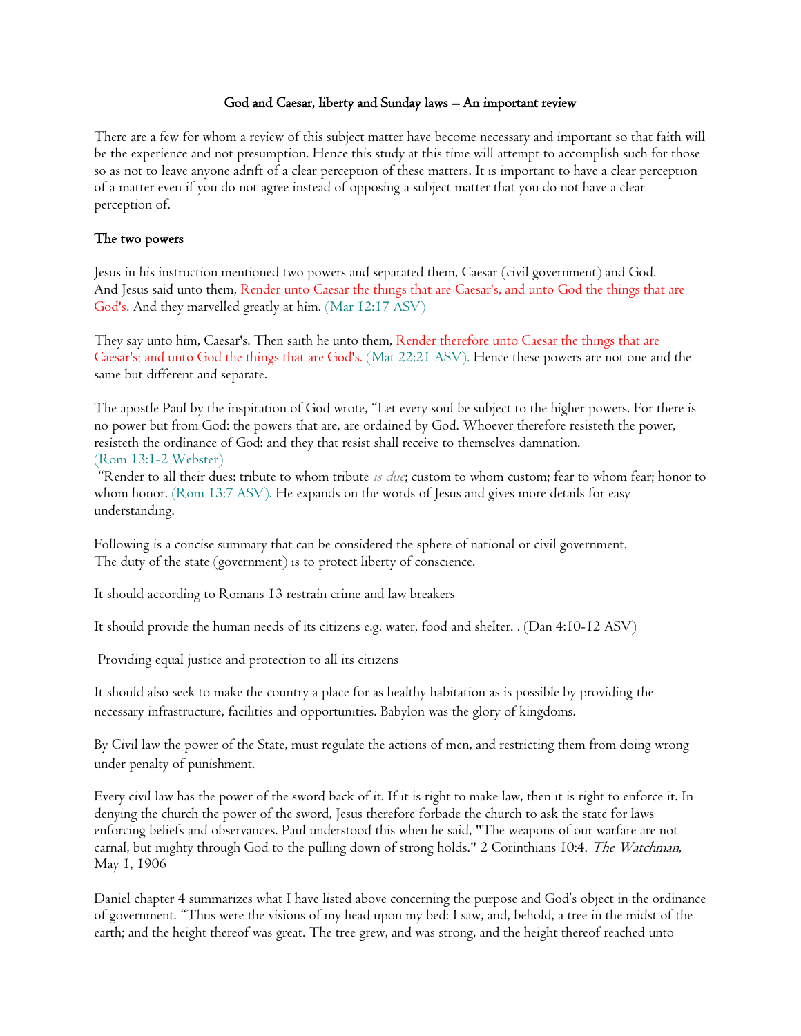# God and Caesar, liberty and Sunday laws – An important review

There are a few for whom a review of this subject matter have become necessary and important so that faith will be the experience and not presumption. Hence this study at this time will attempt to accomplish such for those so as not to leave anyone adrift of a clear perception of these matters. It is important to have a clear perception of a matter even if you do not agree instead of opposing a subject matter that you do not have a clear perception of.

## The two powers

Jesus in his instruction mentioned two powers and separated them, Caesar (civil government) and God. And Jesus said unto them, Render unto Caesar the things that are Caesar's, and unto God the things that are God's. And they marvelled greatly at him. (Mar 12:17 ASV)

They say unto him, Caesar's. Then saith he unto them, Render therefore unto Caesar the things that are Caesar's; and unto God the things that are God's. (Mat 22:21 ASV). Hence these powers are not one and the same but different and separate.

The apostle Paul by the inspiration of God wrote, "Let every soul be subject to the higher powers. For there is no power but from God: the powers that are, are ordained by God. Whoever therefore resisteth the power, resisteth the ordinance of God: and they that resist shall receive to themselves damnation. (Rom 13:1-2 Webster)

"Render to all their dues: tribute to whom tribute *is due*; custom to whom custom; fear to whom fear; honor to whom honor. (Rom 13:7 ASV). He expands on the words of Jesus and gives more details for easy understanding.

Following is a concise summary that can be considered the sphere of national or civil government.
The duty of the state (government) is to protect liberty of conscience.

It should according to Romans 13 restrain crime and law breakers

It should provide the human needs of its citizens e.g. water, food and shelter. . (Dan 4:10-12 ASV)

Providing equal justice and protection to all its citizens

It should also seek to make the country a place for as healthy habitation as is possible by providing the necessary infrastructure, facilities and opportunities. Babylon was the glory of kingdoms.

By Civil law the power of the State, must regulate the actions of men, and restricting them from doing wrong under penalty of punishment.

Every civil law has the power of the sword back of it. If it is right to make law, then it is right to enforce it. In denying the church the power of the sword, Jesus therefore forbade the church to ask the state for laws enforcing beliefs and observances. Paul understood this when he said, "The weapons of our warfare are not carnal, but mighty through God to the pulling down of strong holds." 2 Corinthians 10:4. *The Watchman*, May 1, 1906

Daniel chapter 4 summarizes what I have listed above concerning the purpose and God's object in the ordinance of government. "Thus were the visions of my head upon my bed: I saw, and, behold, a tree in the midst of the earth; and the height thereof was great. The tree grew, and was strong, and the height thereof reached unto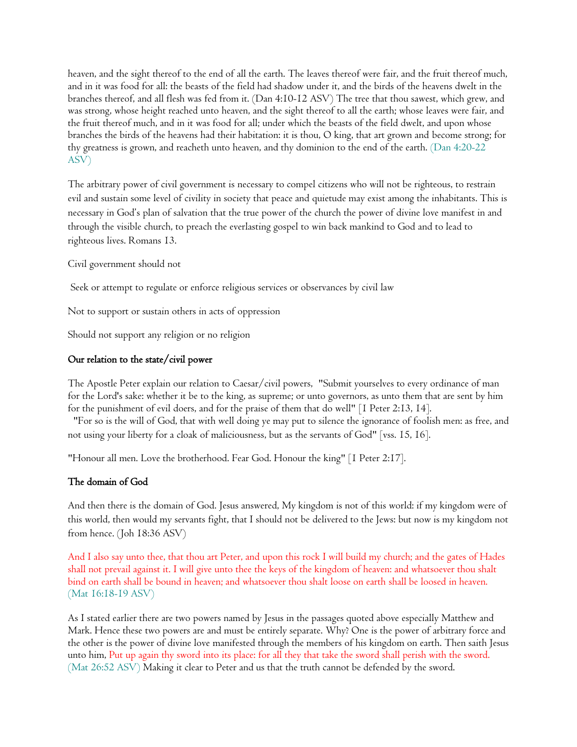heaven, and the sight thereof to the end of all the earth. The leaves thereof were fair, and the fruit thereof much, and in it was food for all: the beasts of the field had shadow under it, and the birds of the heavens dwelt in the branches thereof, and all flesh was fed from it. (Dan 4:10-12 ASV) The tree that thou sawest, which grew, and was strong, whose height reached unto heaven, and the sight thereof to all the earth; whose leaves were fair, and the fruit thereof much, and in it was food for all; under which the beasts of the field dwelt, and upon whose branches the birds of the heavens had their habitation: it is thou, O king, that art grown and become strong; for thy greatness is grown, and reacheth unto heaven, and thy dominion to the end of the earth. (Dan 4:20-22 ASV)

The arbitrary power of civil government is necessary to compel citizens who will not be righteous, to restrain evil and sustain some level of civility in society that peace and quietude may exist among the inhabitants. This is necessary in God's plan of salvation that the true power of the church the power of divine love manifest in and through the visible church, to preach the everlasting gospel to win back mankind to God and to lead to righteous lives. Romans 13.

Civil government should not

Seek or attempt to regulate or enforce religious services or observances by civil law

Not to support or sustain others in acts of oppression

Should not support any religion or no religion

### Our relation to the state/civil power

The Apostle Peter explain our relation to Caesar/civil powers, "Submit yourselves to every ordinance of man for the Lord's sake: whether it be to the king, as supreme; or unto governors, as unto them that are sent by him for the punishment of evil doers, and for the praise of them that do well" [1 Peter 2:13, 14].
"For so is the will of God, that with well doing ye may put to silence the ignorance of foolish men: as free, and not using your liberty for a cloak of maliciousness, but as the servants of God" [vss. 15, 16].

"Honour all men. Love the brotherhood. Fear God. Honour the king" [1 Peter 2:17].

### The domain of God

And then there is the domain of God. Jesus answered, My kingdom is not of this world: if my kingdom were of this world, then would my servants fight, that I should not be delivered to the Jews: but now is my kingdom not from hence. (Joh 18:36 ASV)

And I also say unto thee, that thou art Peter, and upon this rock I will build my church; and the gates of Hades shall not prevail against it. I will give unto thee the keys of the kingdom of heaven: and whatsoever thou shalt bind on earth shall be bound in heaven; and whatsoever thou shalt loose on earth shall be loosed in heaven. (Mat 16:18-19 ASV)

As I stated earlier there are two powers named by Jesus in the passages quoted above especially Matthew and Mark. Hence these two powers are and must be entirely separate. Why? One is the power of arbitrary force and the other is the power of divine love manifested through the members of his kingdom on earth. Then saith Jesus unto him, Put up again thy sword into its place: for all they that take the sword shall perish with the sword. (Mat 26:52 ASV) Making it clear to Peter and us that the truth cannot be defended by the sword.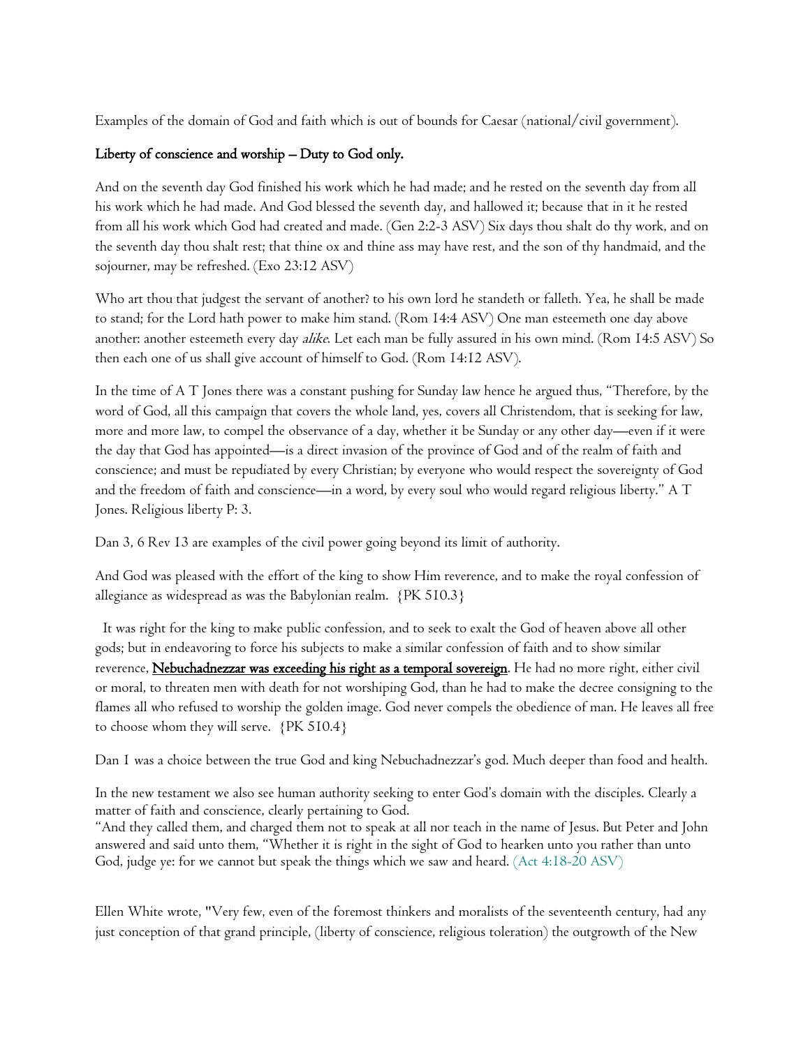Examples of the domain of God and faith which is out of bounds for Caesar (national/civil government).

**Liberty of conscience and worship – Duty to God only.**

And on the seventh day God finished his work which he had made; and he rested on the seventh day from all his work which he had made. And God blessed the seventh day, and hallowed it; because that in it he rested from all his work which God had created and made. (Gen 2:2-3 ASV) Six days thou shalt do thy work, and on the seventh day thou shalt rest; that thine ox and thine ass may have rest, and the son of thy handmaid, and the sojourner, may be refreshed. (Exo 23:12 ASV)

Who art thou that judgest the servant of another? to his own lord he standeth or falleth. Yea, he shall be made to stand; for the Lord hath power to make him stand. (Rom 14:4 ASV) One man esteemeth one day above another: another esteemeth every day *alike*. Let each man be fully assured in his own mind. (Rom 14:5 ASV) So then each one of us shall give account of himself to God. (Rom 14:12 ASV).

In the time of A T Jones there was a constant pushing for Sunday law hence he argued thus, "Therefore, by the word of God, all this campaign that covers the whole land, yes, covers all Christendom, that is seeking for law, more and more law, to compel the observance of a day, whether it be Sunday or any other day—even if it were the day that God has appointed—is a direct invasion of the province of God and of the realm of faith and conscience; and must be repudiated by every Christian; by everyone who would respect the sovereignty of God and the freedom of faith and conscience—in a word, by every soul who would regard religious liberty." A T Jones. Religious liberty P: 3.

Dan 3, 6 Rev 13 are examples of the civil power going beyond its limit of authority.

And God was pleased with the effort of the king to show Him reverence, and to make the royal confession of allegiance as widespread as was the Babylonian realm. {PK 510.3}

It was right for the king to make public confession, and to seek to exalt the God of heaven above all other gods; but in endeavoring to force his subjects to make a similar confession of faith and to show similar reverence, **Nebuchadnezzar was exceeding his right as a temporal sovereign**. He had no more right, either civil or moral, to threaten men with death for not worshiping God, than he had to make the decree consigning to the flames all who refused to worship the golden image. God never compels the obedience of man. He leaves all free to choose whom they will serve. {PK 510.4}

Dan 1 was a choice between the true God and king Nebuchadnezzar's god. Much deeper than food and health.

In the new testament we also see human authority seeking to enter God's domain with the disciples. Clearly a matter of faith and conscience, clearly pertaining to God.
"And they called them, and charged them not to speak at all nor teach in the name of Jesus. But Peter and John answered and said unto them, "Whether it is right in the sight of God to hearken unto you rather than unto God, judge ye: for we cannot but speak the things which we saw and heard. (Act 4:18-20 ASV)

Ellen White wrote, "Very few, even of the foremost thinkers and moralists of the seventeenth century, had any just conception of that grand principle, (liberty of conscience, religious toleration) the outgrowth of the New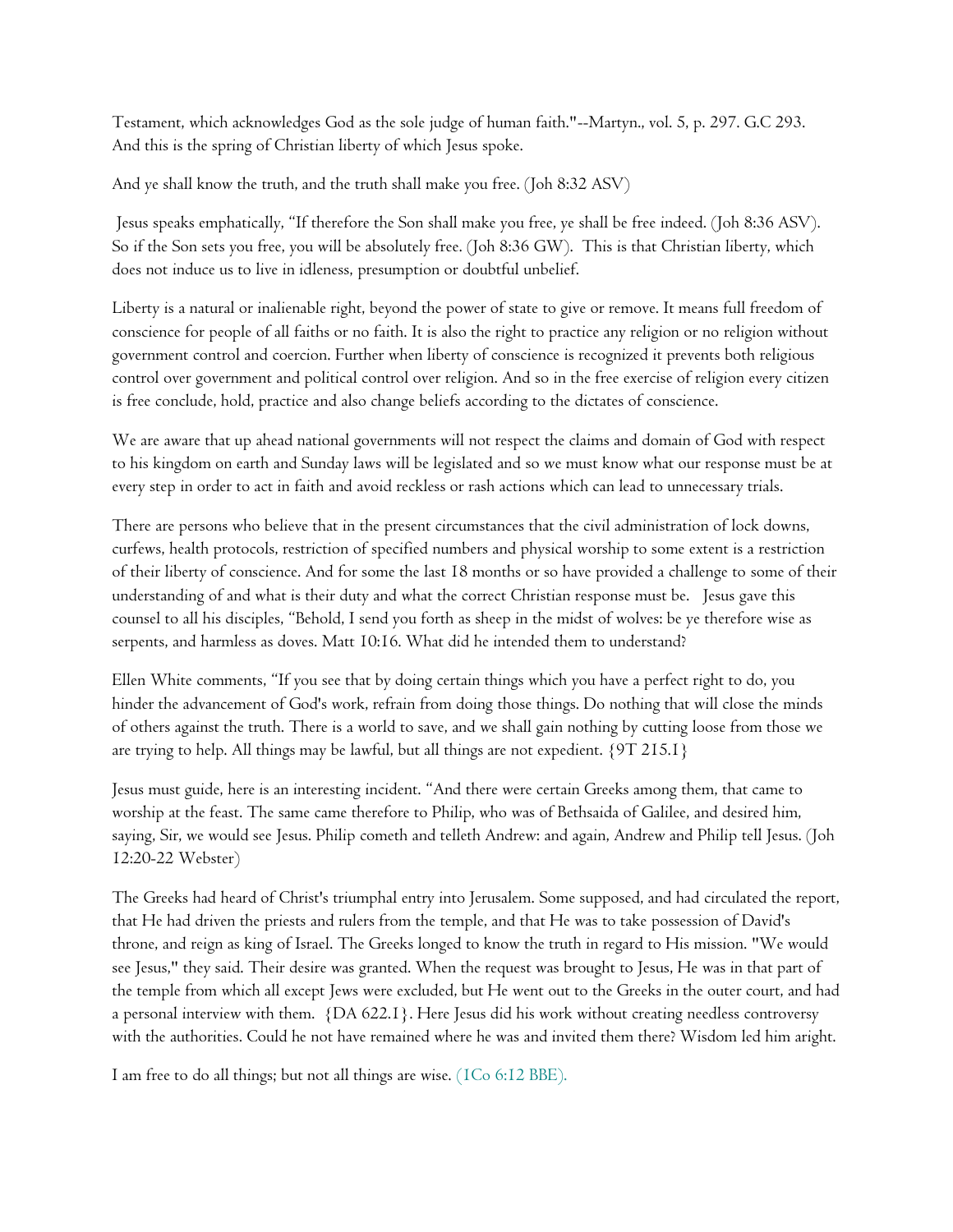Testament, which acknowledges God as the sole judge of human faith."--Martyn., vol. 5, p. 297. G.C 293. And this is the spring of Christian liberty of which Jesus spoke.

And ye shall know the truth, and the truth shall make you free. (Joh 8:32 ASV)

Jesus speaks emphatically, "If therefore the Son shall make you free, ye shall be free indeed. (Joh 8:36 ASV). So if the Son sets you free, you will be absolutely free. (Joh 8:36 GW). This is that Christian liberty, which does not induce us to live in idleness, presumption or doubtful unbelief.

Liberty is a natural or inalienable right, beyond the power of state to give or remove. It means full freedom of conscience for people of all faiths or no faith. It is also the right to practice any religion or no religion without government control and coercion. Further when liberty of conscience is recognized it prevents both religious control over government and political control over religion. And so in the free exercise of religion every citizen is free conclude, hold, practice and also change beliefs according to the dictates of conscience.

We are aware that up ahead national governments will not respect the claims and domain of God with respect to his kingdom on earth and Sunday laws will be legislated and so we must know what our response must be at every step in order to act in faith and avoid reckless or rash actions which can lead to unnecessary trials.

There are persons who believe that in the present circumstances that the civil administration of lock downs, curfews, health protocols, restriction of specified numbers and physical worship to some extent is a restriction of their liberty of conscience. And for some the last 18 months or so have provided a challenge to some of their understanding of and what is their duty and what the correct Christian response must be. Jesus gave this counsel to all his disciples, "Behold, I send you forth as sheep in the midst of wolves: be ye therefore wise as serpents, and harmless as doves. Matt 10:16. What did he intended them to understand?

Ellen White comments, "If you see that by doing certain things which you have a perfect right to do, you hinder the advancement of God's work, refrain from doing those things. Do nothing that will close the minds of others against the truth. There is a world to save, and we shall gain nothing by cutting loose from those we are trying to help. All things may be lawful, but all things are not expedient. {9T 215.1}

Jesus must guide, here is an interesting incident. "And there were certain Greeks among them, that came to worship at the feast. The same came therefore to Philip, who was of Bethsaida of Galilee, and desired him, saying, Sir, we would see Jesus. Philip cometh and telleth Andrew: and again, Andrew and Philip tell Jesus. (Joh 12:20-22 Webster)

The Greeks had heard of Christ's triumphal entry into Jerusalem. Some supposed, and had circulated the report, that He had driven the priests and rulers from the temple, and that He was to take possession of David's throne, and reign as king of Israel. The Greeks longed to know the truth in regard to His mission. "We would see Jesus," they said. Their desire was granted. When the request was brought to Jesus, He was in that part of the temple from which all except Jews were excluded, but He went out to the Greeks in the outer court, and had a personal interview with them. {DA 622.1}. Here Jesus did his work without creating needless controversy with the authorities. Could he not have remained where he was and invited them there? Wisdom led him aright.

I am free to do all things; but not all things are wise. (1Co 6:12 BBE).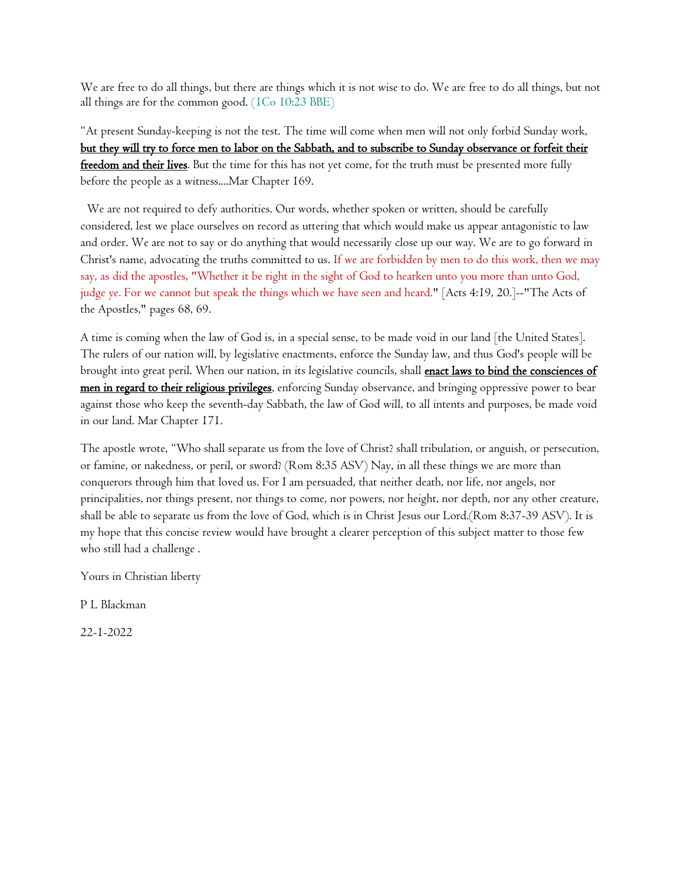We are free to do all things, but there are things which it is not wise to do. We are free to do all things, but not all things are for the common good. (1Co 10:23 BBE)

"At present Sunday-keeping is not the test. The time will come when men will not only forbid Sunday work, **but they will try to force men to labor on the Sabbath, and to subscribe to Sunday observance or forfeit their freedom and their lives**. But the time for this has not yet come, for the truth must be presented more fully before the people as a witness....Mar Chapter 169.

We are not required to defy authorities. Our words, whether spoken or written, should be carefully considered, lest we place ourselves on record as uttering that which would make us appear antagonistic to law and order. We are not to say or do anything that would necessarily close up our way. We are to go forward in Christ's name, advocating the truths committed to us. If we are forbidden by men to do this work, then we may say, as did the apostles, "Whether it be right in the sight of God to hearken unto you more than unto God, judge ye. For we cannot but speak the things which we have seen and heard." [Acts 4:19, 20.]--"The Acts of the Apostles," pages 68, 69.

A time is coming when the law of God is, in a special sense, to be made void in our land [the United States]. The rulers of our nation will, by legislative enactments, enforce the Sunday law, and thus God's people will be brought into great peril. When our nation, in its legislative councils, shall **enact laws to bind the consciences of men in regard to their religious privileges**, enforcing Sunday observance, and bringing oppressive power to bear against those who keep the seventh-day Sabbath, the law of God will, to all intents and purposes, be made void in our land. Mar Chapter 171.

The apostle wrote, "Who shall separate us from the love of Christ? shall tribulation, or anguish, or persecution, or famine, or nakedness, or peril, or sword? (Rom 8:35 ASV) Nay, in all these things we are more than conquerors through him that loved us. For I am persuaded, that neither death, nor life, nor angels, nor principalities, nor things present, nor things to come, nor powers, nor height, nor depth, nor any other creature, shall be able to separate us from the love of God, which is in Christ Jesus our Lord.(Rom 8:37-39 ASV). It is my hope that this concise review would have brought a clearer perception of this subject matter to those few who still had a challenge .

Yours in Christian liberty

P L Blackman

22-1-2022